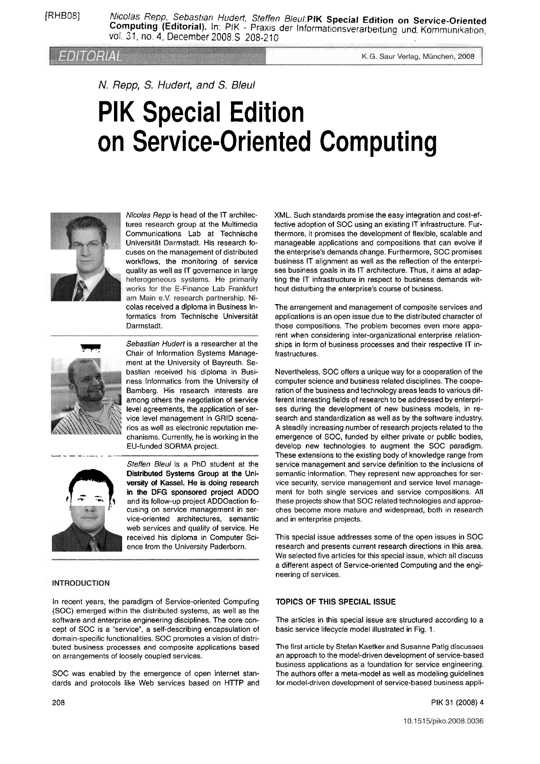[RHB08] *Nicolas Repp, Sebastian Hudert, Steffen Bleul;* **PIK Special Edition on Service-Oriented Computing (Editorial).** In: PIK - Praxis der Informationsverarbeitung und Kommunikation, vol. 31, no. 4, December 2008.S 208-210

EDITORIAL

K.G. Saur Verlag, München, 2008

*N. Repp, S. Hudert, and S. Bleul*

# PIK Special Edition on Service-Oriented Computing

*Nicolas Repp* is head of the IT architectures research group at the Multimedia Communications Lab at Technische Universität Darmstadt. His research focuses on the management of distributed workflows, the monitoring of service quality as well as IT governance in large heterogeneous systems. He primarily works for the E-Finance Lab Frankfurt am Main e.V. research partnership. Nicolas received a diploma in Business Informatics from Technische Universität Darmstadt.

*Sebastian Hudert* is a researcher at the Chair of Information Systems Management at the University of Bayreuth. Sebastian received his diploma in Business Informatics from the University of Bamberg. His research interests are among others the negotiation of service level agreements, the application of service level management in GRID scenarios as well as electronic reputation mechanisms. Currently, he is working in the EU-funded SORMA project.

*Steffen Bleul* is a PhD student at the Distributed Systems Group at the University of Kassel. He is doing research in the DFG sponsored project ADDO and its follow-up project ADDOaction focusing on service management in service-oriented architectures, semantic web services and quality of service. He received his diploma in Computer Science from the University Paderborn.

## INTRODUCTION

In recent years, the paradigm of Service-oriented Computing (SOC) emerged within the distributed systems, as well as the software and enterprise engineering disciplines. The core concept of SOC is a "service", a self-describing encapsulation of domain-specific functionalities. SOC promotes a vision of distributed business processes and composite applications based on arrangements of loosely coupled services.

SOC was enabled by the emergence of open internet standards and protocols like Web services based on HTTP and XML. Such standards promise the easy integration and cost-effective adoption of SOC using an existing IT infrastructure. Furthermore, it promises the development of flexible, scalable and manageable applications and compositions that can evolve if the enterprise's demands change. Furthermore, SOC promises business IT alignment as well as the reflection of the enterprises business goals in its IT architecture. Thus, it aims at adapting the IT infrastructure in respect to business demands without disturbing the enterprise's course of business.

The arrangement and management of composite services and applications is an open issue due to the distributed character of those compositions. The problem becomes even more apparent when considering inter-organizational enterprise relationships in form of business processes and their respective IT infrastructures.

Nevertheless, SOC offers a unique way for a cooperation of the computer science and business related disciplines. The cooperation of the business and technology areas leads to various different interesting fields of research to be addressed by enterprises during the development of new business models, in research and standardization as well as by the software industry. A steadily increasing number of research projects related to the emergence of SOC, funded by either private or public bodies, develop new technologies to augment the SOC paradigm. These extensions to the existing body of knowledge range from service management and service definition to the inclusions of semantic information. They represent new approaches for service security, service management and service level management for both single services and service compositions. All these projects show that SOC related technologies and approaches become more mature and widespread, both in research and in enterprise projects.

This special issue addresses some of the open issues in SOC research and presents current research directions in this area. We selected five articles for this special issue, which all discuss a different aspect of Service-oriented Computing and the engineering of services.

## TOPICS OF THIS SPECIAL ISSUE

The articles in this special issue are structured according to a basic service lifecycle model illustrated in Fig. 1.

The first article by Stefan Kaetker and Susanne Patig discusses an approach to the model-driven development of service-based business applications as a foundation for service engineering. The authors offer a meta-model as well as modeling guidelines for model-driven development of service-based business appli-

10.1515/piko.2008.0036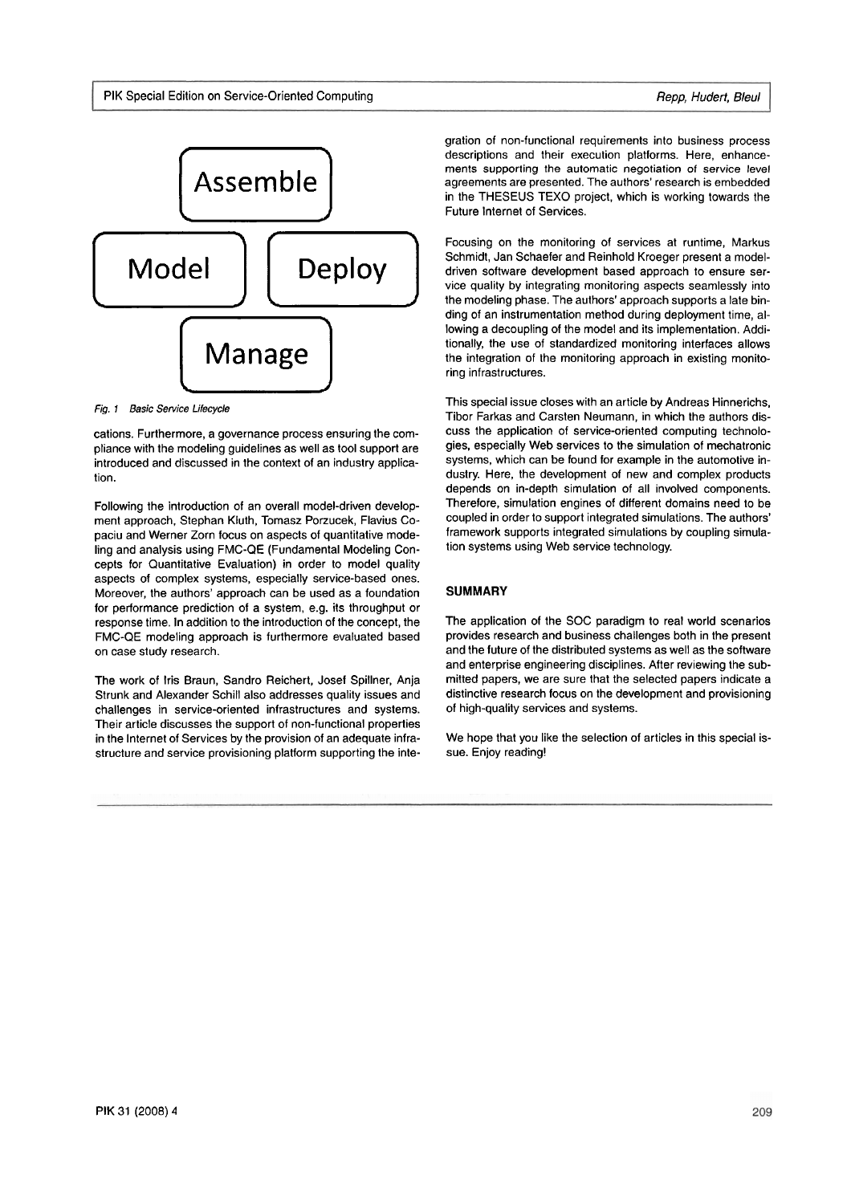Assemble

Model

Deploy

Manage

*Fig. 1 Basic Service Lifecycle*

cations. Furthermore, a governance process ensuring the compliance with the modeling guidelines as well as tool support are introduced and discussed in the context of an industry application.

Following the introduction of an overall model-driven development approach, Stephan Kluth, Tomasz Porzucek, Flavius Copaciu and Werner Zorn focus on aspects of quantitative modeling and analysis using FMC-QE (Fundamental Modeling Concepts for Quantitative Evaluation) in order to model quality aspects of complex systems, especially service-based ones. Moreover, the authors' approach can be used as a foundation for performance prediction of a system, e.g. its throughput or response time. In addition to the introduction of the concept, the FMC-QE modeling approach is furthermore evaluated based on case study research.

The work of Iris Braun, Sandro Reichert, Josef Spillner, Anja Strunk and Alexander Schill also addresses quality issues and challenges in service-oriented infrastructures and systems. Their article discusses the support of non-functional properties in the Internet of Services by the provision of an adequate infrastructure and service provisioning platform supporting the integration of non-functional requirements into business process descriptions and their execution platforms. Here, enhancements supporting the automatic negotiation of service level agreements are presented. The authors' research is embedded in the THESEUS TEXO project, which is working towards the Future Internet of Services.

Focusing on the monitoring of services at runtime, Markus Schmidt, Jan Schaefer and Reinhold Kroeger present a model-driven software development based approach to ensure service quality by integrating monitoring aspects seamlessly into the modeling phase. The authors' approach supports a late binding of an instrumentation method during deployment time, allowing a decoupling of the model and its implementation. Additionally, the use of standardized monitoring interfaces allows the integration of the monitoring approach in existing monitoring infrastructures.

This special issue closes with an article by Andreas Hinnerichs, Tibor Farkas and Carsten Neumann, in which the authors discuss the application of service-oriented computing technologies, especially Web services to the simulation of mechatronic systems, which can be found for example in the automotive industry. Here, the development of new and complex products depends on in-depth simulation of all involved components. Therefore, simulation engines of different domains need to be coupled in order to support integrated simulations. The authors' framework supports integrated simulations by coupling simulation systems using Web service technology.

## SUMMARY

The application of the SOC paradigm to real world scenarios provides research and business challenges both in the present and the future of the distributed systems as well as the software and enterprise engineering disciplines. After reviewing the submitted papers, we are sure that the selected papers indicate a distinctive research focus on the development and provisioning of high-quality services and systems.

We hope that you like the selection of articles in this special issue. Enjoy reading!